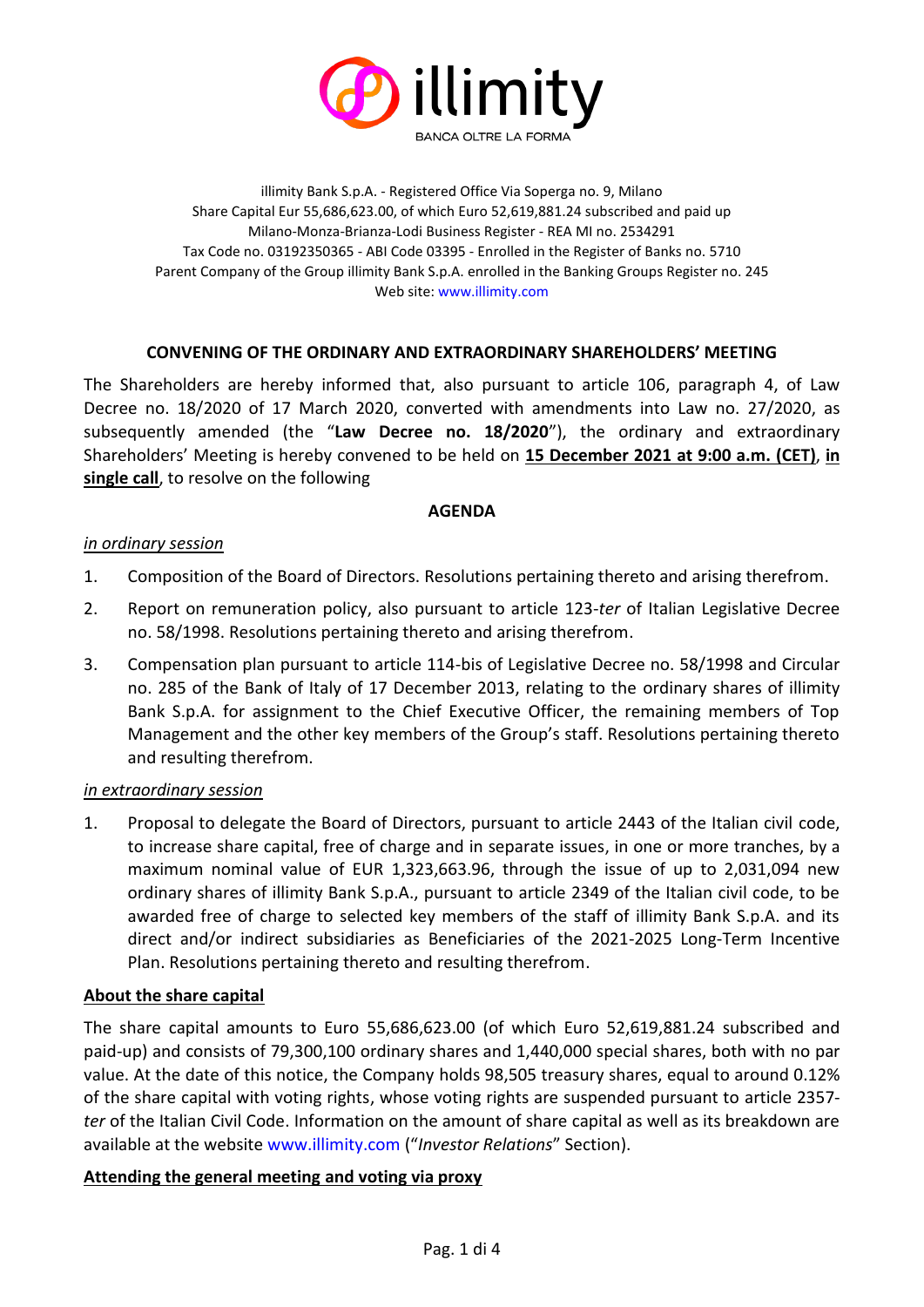illimity

BANCA OLTRE LA FORMA

illimity Bank S.p.A. - Registered Office Via Soperga no. 9, Milano
Share Capital Eur 55,686,623.00, of which Euro 52,619,881.24 subscribed and paid up
Milano-Monza-Brianza-Lodi Business Register - REA MI no. 2534291
Tax Code no. 03192350365 - ABI Code 03395 - Enrolled in the Register of Banks no. 5710
Parent Company of the Group illimity Bank S.p.A. enrolled in the Banking Groups Register no. 245
Web site: www.illimity.com

## CONVENING OF THE ORDINARY AND EXTRAORDINARY SHAREHOLDERS' MEETING

The Shareholders are hereby informed that, also pursuant to article 106, paragraph 4, of Law Decree no. 18/2020 of 17 March 2020, converted with amendments into Law no. 27/2020, as subsequently amended (the "**Law Decree no. 18/2020**"), the ordinary and extraordinary Shareholders' Meeting is hereby convened to be held on **15 December 2021 at 9:00 a.m. (CET)**, **in single call**, to resolve on the following

### AGENDA

*in ordinary session*

1. Composition of the Board of Directors. Resolutions pertaining thereto and arising therefrom.
2. Report on remuneration policy, also pursuant to article 123-*ter* of Italian Legislative Decree no. 58/1998. Resolutions pertaining thereto and arising therefrom.
3. Compensation plan pursuant to article 114-bis of Legislative Decree no. 58/1998 and Circular no. 285 of the Bank of Italy of 17 December 2013, relating to the ordinary shares of illimity Bank S.p.A. for assignment to the Chief Executive Officer, the remaining members of Top Management and the other key members of the Group's staff. Resolutions pertaining thereto and resulting therefrom.

*in extraordinary session*

1. Proposal to delegate the Board of Directors, pursuant to article 2443 of the Italian civil code, to increase share capital, free of charge and in separate issues, in one or more tranches, by a maximum nominal value of EUR 1,323,663.96, through the issue of up to 2,031,094 new ordinary shares of illimity Bank S.p.A., pursuant to article 2349 of the Italian civil code, to be awarded free of charge to selected key members of the staff of illimity Bank S.p.A. and its direct and/or indirect subsidiaries as Beneficiaries of the 2021-2025 Long-Term Incentive Plan. Resolutions pertaining thereto and resulting therefrom.

### About the share capital

The share capital amounts to Euro 55,686,623.00 (of which Euro 52,619,881.24 subscribed and paid-up) and consists of 79,300,100 ordinary shares and 1,440,000 special shares, both with no par value. At the date of this notice, the Company holds 98,505 treasury shares, equal to around 0.12% of the share capital with voting rights, whose voting rights are suspended pursuant to article 2357-*ter* of the Italian Civil Code. Information on the amount of share capital as well as its breakdown are available at the website www.illimity.com ("*Investor Relations*" Section).

### Attending the general meeting and voting via proxy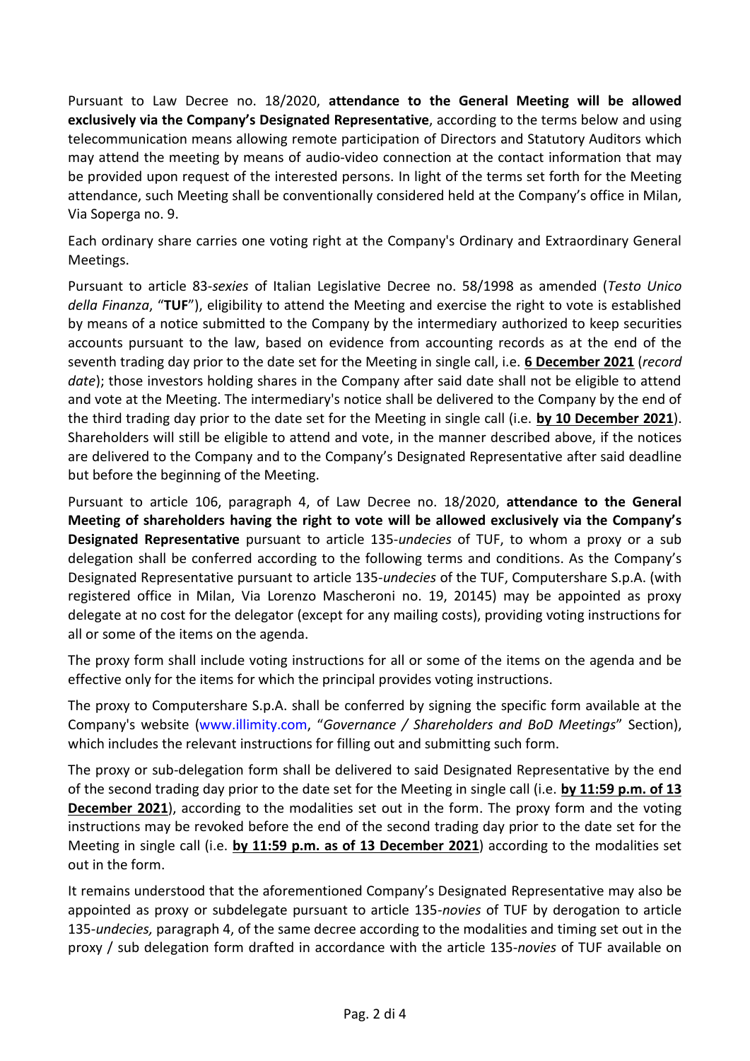Pursuant to Law Decree no. 18/2020, **attendance to the General Meeting will be allowed exclusively via the Company's Designated Representative**, according to the terms below and using telecommunication means allowing remote participation of Directors and Statutory Auditors which may attend the meeting by means of audio-video connection at the contact information that may be provided upon request of the interested persons. In light of the terms set forth for the Meeting attendance, such Meeting shall be conventionally considered held at the Company's office in Milan, Via Soperga no. 9.

Each ordinary share carries one voting right at the Company's Ordinary and Extraordinary General Meetings.

Pursuant to article 83-*sexies* of Italian Legislative Decree no. 58/1998 as amended (*Testo Unico della Finanza*, "**TUF**"), eligibility to attend the Meeting and exercise the right to vote is established by means of a notice submitted to the Company by the intermediary authorized to keep securities accounts pursuant to the law, based on evidence from accounting records as at the end of the seventh trading day prior to the date set for the Meeting in single call, i.e. **6 December 2021** (*record date*); those investors holding shares in the Company after said date shall not be eligible to attend and vote at the Meeting. The intermediary's notice shall be delivered to the Company by the end of the third trading day prior to the date set for the Meeting in single call (i.e. **by 10 December 2021**). Shareholders will still be eligible to attend and vote, in the manner described above, if the notices are delivered to the Company and to the Company's Designated Representative after said deadline but before the beginning of the Meeting.

Pursuant to article 106, paragraph 4, of Law Decree no. 18/2020, **attendance to the General Meeting of shareholders having the right to vote will be allowed exclusively via the Company's Designated Representative** pursuant to article 135-*undecies* of TUF, to whom a proxy or a sub delegation shall be conferred according to the following terms and conditions. As the Company's Designated Representative pursuant to article 135-*undecies* of the TUF, Computershare S.p.A. (with registered office in Milan, Via Lorenzo Mascheroni no. 19, 20145) may be appointed as proxy delegate at no cost for the delegator (except for any mailing costs), providing voting instructions for all or some of the items on the agenda.

The proxy form shall include voting instructions for all or some of the items on the agenda and be effective only for the items for which the principal provides voting instructions.

The proxy to Computershare S.p.A. shall be conferred by signing the specific form available at the Company's website (www.illimity.com, "*Governance / Shareholders and BoD Meetings*" Section), which includes the relevant instructions for filling out and submitting such form.

The proxy or sub-delegation form shall be delivered to said Designated Representative by the end of the second trading day prior to the date set for the Meeting in single call (i.e. **by 11:59 p.m. of 13 December 2021**), according to the modalities set out in the form. The proxy form and the voting instructions may be revoked before the end of the second trading day prior to the date set for the Meeting in single call (i.e. **by 11:59 p.m. as of 13 December 2021**) according to the modalities set out in the form.

It remains understood that the aforementioned Company's Designated Representative may also be appointed as proxy or subdelegate pursuant to article 135-*novies* of TUF by derogation to article 135-*undecies,* paragraph 4, of the same decree according to the modalities and timing set out in the proxy / sub delegation form drafted in accordance with the article 135-*novies* of TUF available on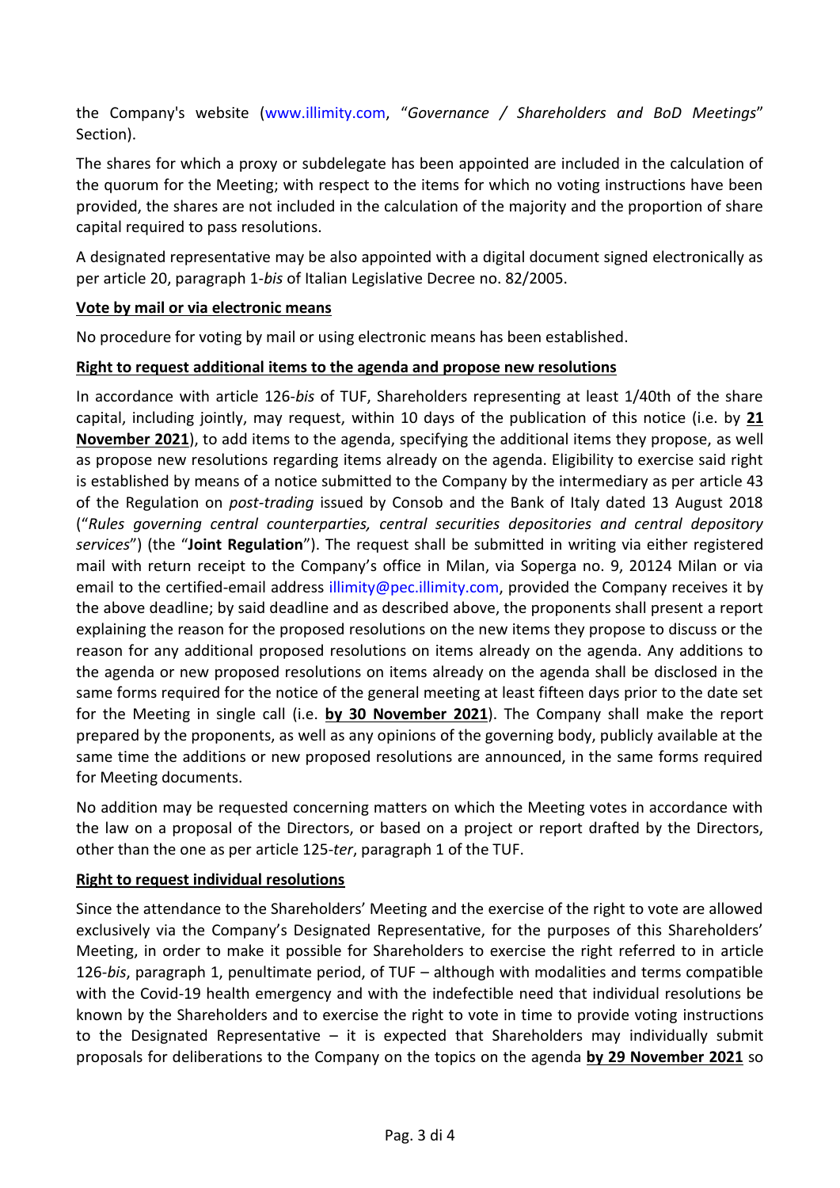the Company's website (www.illimity.com, "*Governance / Shareholders and BoD Meetings*" Section).

The shares for which a proxy or subdelegate has been appointed are included in the calculation of the quorum for the Meeting; with respect to the items for which no voting instructions have been provided, the shares are not included in the calculation of the majority and the proportion of share capital required to pass resolutions.

A designated representative may be also appointed with a digital document signed electronically as per article 20, paragraph 1-*bis* of Italian Legislative Decree no. 82/2005.

**Vote by mail or via electronic means**

No procedure for voting by mail or using electronic means has been established.

**Right to request additional items to the agenda and propose new resolutions**

In accordance with article 126-*bis* of TUF, Shareholders representing at least 1/40th of the share capital, including jointly, may request, within 10 days of the publication of this notice (i.e. by **21 November 2021**), to add items to the agenda, specifying the additional items they propose, as well as propose new resolutions regarding items already on the agenda. Eligibility to exercise said right is established by means of a notice submitted to the Company by the intermediary as per article 43 of the Regulation on *post-trading* issued by Consob and the Bank of Italy dated 13 August 2018 ("*Rules governing central counterparties, central securities depositories and central depository services*") (the "**Joint Regulation**"). The request shall be submitted in writing via either registered mail with return receipt to the Company's office in Milan, via Soperga no. 9, 20124 Milan or via email to the certified-email address illimity@pec.illimity.com, provided the Company receives it by the above deadline; by said deadline and as described above, the proponents shall present a report explaining the reason for the proposed resolutions on the new items they propose to discuss or the reason for any additional proposed resolutions on items already on the agenda. Any additions to the agenda or new proposed resolutions on items already on the agenda shall be disclosed in the same forms required for the notice of the general meeting at least fifteen days prior to the date set for the Meeting in single call (i.e. **by 30 November 2021**). The Company shall make the report prepared by the proponents, as well as any opinions of the governing body, publicly available at the same time the additions or new proposed resolutions are announced, in the same forms required for Meeting documents.

No addition may be requested concerning matters on which the Meeting votes in accordance with the law on a proposal of the Directors, or based on a project or report drafted by the Directors, other than the one as per article 125-*ter*, paragraph 1 of the TUF.

**Right to request individual resolutions**

Since the attendance to the Shareholders' Meeting and the exercise of the right to vote are allowed exclusively via the Company's Designated Representative, for the purposes of this Shareholders' Meeting, in order to make it possible for Shareholders to exercise the right referred to in article 126-*bis*, paragraph 1, penultimate period, of TUF – although with modalities and terms compatible with the Covid-19 health emergency and with the indefectible need that individual resolutions be known by the Shareholders and to exercise the right to vote in time to provide voting instructions to the Designated Representative – it is expected that Shareholders may individually submit proposals for deliberations to the Company on the topics on the agenda **by 29 November 2021** so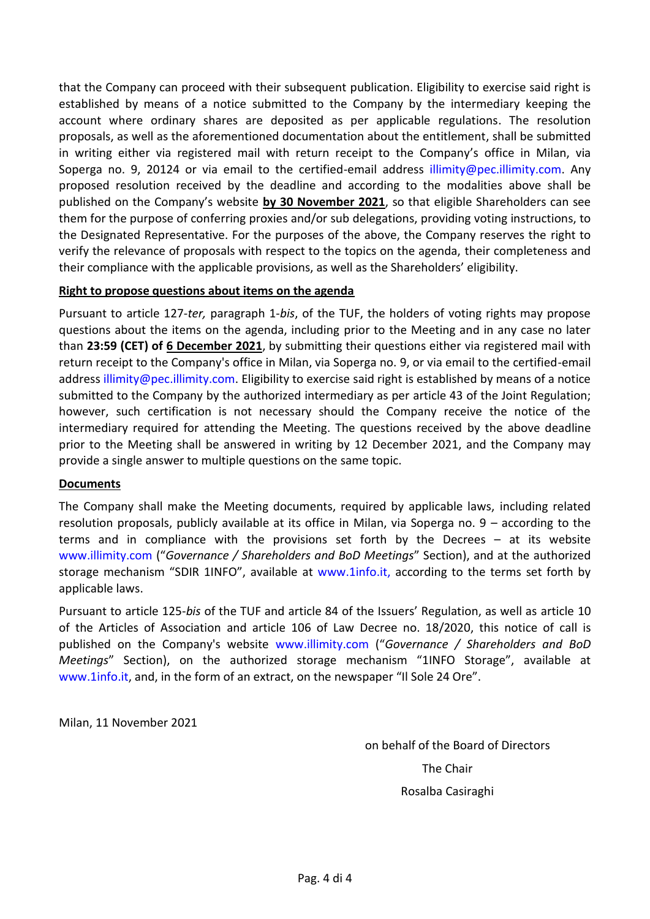that the Company can proceed with their subsequent publication. Eligibility to exercise said right is established by means of a notice submitted to the Company by the intermediary keeping the account where ordinary shares are deposited as per applicable regulations. The resolution proposals, as well as the aforementioned documentation about the entitlement, shall be submitted in writing either via registered mail with return receipt to the Company's office in Milan, via Soperga no. 9, 20124 or via email to the certified-email address illimity@pec.illimity.com. Any proposed resolution received by the deadline and according to the modalities above shall be published on the Company's website **by 30 November 2021**, so that eligible Shareholders can see them for the purpose of conferring proxies and/or sub delegations, providing voting instructions, to the Designated Representative. For the purposes of the above, the Company reserves the right to verify the relevance of proposals with respect to the topics on the agenda, their completeness and their compliance with the applicable provisions, as well as the Shareholders' eligibility.

**Right to propose questions about items on the agenda**

Pursuant to article 127-*ter,* paragraph 1-*bis*, of the TUF, the holders of voting rights may propose questions about the items on the agenda, including prior to the Meeting and in any case no later than **23:59 (CET) of 6 December 2021**, by submitting their questions either via registered mail with return receipt to the Company's office in Milan, via Soperga no. 9, or via email to the certified-email address illimity@pec.illimity.com. Eligibility to exercise said right is established by means of a notice submitted to the Company by the authorized intermediary as per article 43 of the Joint Regulation; however, such certification is not necessary should the Company receive the notice of the intermediary required for attending the Meeting. The questions received by the above deadline prior to the Meeting shall be answered in writing by 12 December 2021, and the Company may provide a single answer to multiple questions on the same topic.

**Documents**

The Company shall make the Meeting documents, required by applicable laws, including related resolution proposals, publicly available at its office in Milan, via Soperga no. 9 – according to the terms and in compliance with the provisions set forth by the Decrees – at its website www.illimity.com ("*Governance / Shareholders and BoD Meetings*" Section), and at the authorized storage mechanism "SDIR 1INFO", available at www.1info.it, according to the terms set forth by applicable laws.

Pursuant to article 125-*bis* of the TUF and article 84 of the Issuers' Regulation, as well as article 10 of the Articles of Association and article 106 of Law Decree no. 18/2020, this notice of call is published on the Company's website www.illimity.com ("*Governance / Shareholders and BoD Meetings*" Section), on the authorized storage mechanism "1INFO Storage", available at www.1info.it, and, in the form of an extract, on the newspaper "Il Sole 24 Ore".

Milan, 11 November 2021

on behalf of the Board of Directors

The Chair

Rosalba Casiraghi